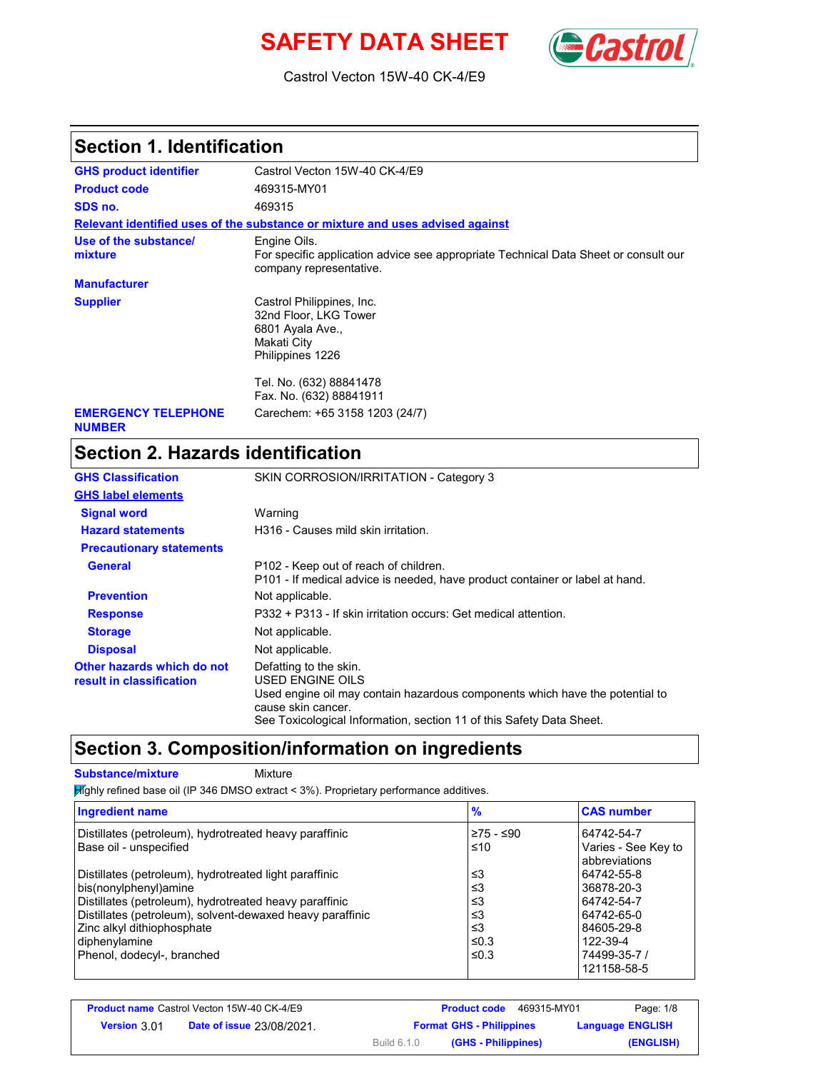# SAFETY DATA SHEET

Castrol Vecton 15W-40 CK-4/E9

## Section 1. Identification

**GHS product identifier** Castrol Vecton 15W-40 CK-4/E9

**Product code** 469315-MY01

**SDS no.** 469315

**Relevant identified uses of the substance or mixture and uses advised against**

**Use of the substance/ mixture** Engine Oils.
For specific application advice see appropriate Technical Data Sheet or consult our company representative.

**Manufacturer**

**Supplier** Castrol Philippines, Inc.
32nd Floor, LKG Tower
6801 Ayala Ave.,
Makati City
Philippines 1226

Tel. No. (632) 88841478
Fax. No. (632) 88841911

**EMERGENCY TELEPHONE NUMBER** Carechem: +65 3158 1203 (24/7)

## Section 2. Hazards identification

**GHS Classification** SKIN CORROSION/IRRITATION - Category 3

**GHS label elements**

**Signal word** Warning

**Hazard statements** H316 - Causes mild skin irritation.

**Precautionary statements**

**General** P102 - Keep out of reach of children.
P101 - If medical advice is needed, have product container or label at hand.

**Prevention** Not applicable.

**Response** P332 + P313 - If skin irritation occurs: Get medical attention.

**Storage** Not applicable.

**Disposal** Not applicable.

**Other hazards which do not result in classification** Defatting to the skin.
USED ENGINE OILS
Used engine oil may contain hazardous components which have the potential to cause skin cancer.
See Toxicological Information, section 11 of this Safety Data Sheet.

## Section 3. Composition/information on ingredients

**Substance/mixture** Mixture

Highly refined base oil (IP 346 DMSO extract < 3%). Proprietary performance additives.

| Ingredient name | % | CAS number |
|---|---|---|
| Distillates (petroleum), hydrotreated heavy paraffinic | ≥75 - ≤90 | 64742-54-7 |
| Base oil - unspecified | ≤10 | Varies - See Key to abbreviations |
| Distillates (petroleum), hydrotreated light paraffinic | ≤3 | 64742-55-8 |
| bis(nonylphenyl)amine | ≤3 | 36878-20-3 |
| Distillates (petroleum), hydrotreated heavy paraffinic | ≤3 | 64742-54-7 |
| Distillates (petroleum), solvent-dewaxed heavy paraffinic | ≤3 | 64742-65-0 |
| Zinc alkyl dithiophosphate | ≤3 | 84605-29-8 |
| diphenylamine | ≤0.3 | 122-39-4 |
| Phenol, dodecyl-, branched | ≤0.3 | 74499-35-7 / 121158-58-5 |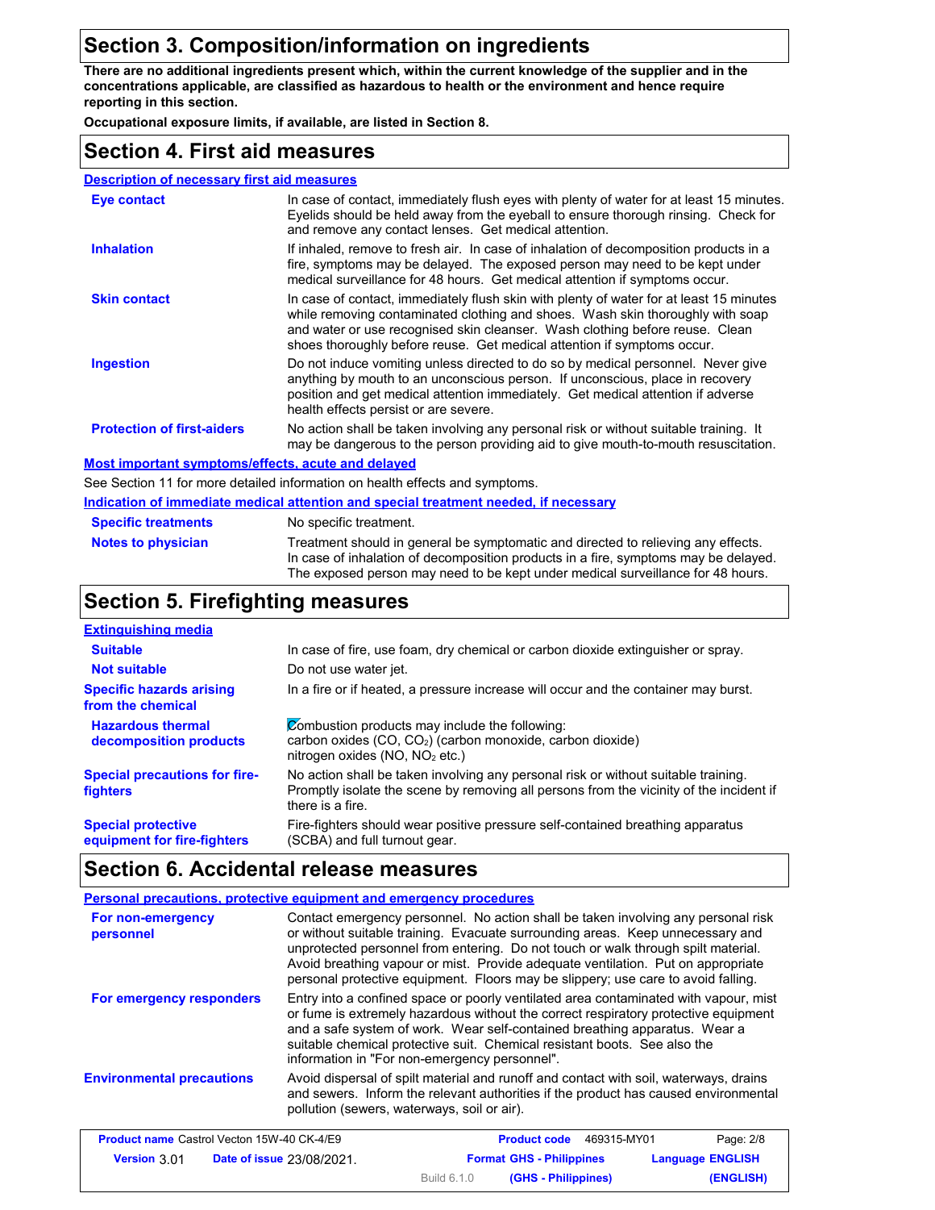## Section 3. Composition/information on ingredients

**There are no additional ingredients present which, within the current knowledge of the supplier and in the concentrations applicable, are classified as hazardous to health or the environment and hence require reporting in this section.**

**Occupational exposure limits, if available, are listed in Section 8.**

## Section 4. First aid measures

### Description of necessary first aid measures

| | |
|---|---|
| **Eye contact** | In case of contact, immediately flush eyes with plenty of water for at least 15 minutes. Eyelids should be held away from the eyeball to ensure thorough rinsing. Check for and remove any contact lenses. Get medical attention. |
| **Inhalation** | If inhaled, remove to fresh air. In case of inhalation of decomposition products in a fire, symptoms may be delayed. The exposed person may need to be kept under medical surveillance for 48 hours. Get medical attention if symptoms occur. |
| **Skin contact** | In case of contact, immediately flush skin with plenty of water for at least 15 minutes while removing contaminated clothing and shoes. Wash skin thoroughly with soap and water or use recognised skin cleanser. Wash clothing before reuse. Clean shoes thoroughly before reuse. Get medical attention if symptoms occur. |
| **Ingestion** | Do not induce vomiting unless directed to do so by medical personnel. Never give anything by mouth to an unconscious person. If unconscious, place in recovery position and get medical attention immediately. Get medical attention if adverse health effects persist or are severe. |
| **Protection of first-aiders** | No action shall be taken involving any personal risk or without suitable training. It may be dangerous to the person providing aid to give mouth-to-mouth resuscitation. |

### Most important symptoms/effects, acute and delayed

See Section 11 for more detailed information on health effects and symptoms.

### Indication of immediate medical attention and special treatment needed, if necessary

| | |
|---|---|
| **Specific treatments** | No specific treatment. |
| **Notes to physician** | Treatment should in general be symptomatic and directed to relieving any effects. In case of inhalation of decomposition products in a fire, symptoms may be delayed. The exposed person may need to be kept under medical surveillance for 48 hours. |

## Section 5. Firefighting measures

### Extinguishing media

| | |
|---|---|
| **Suitable** | In case of fire, use foam, dry chemical or carbon dioxide extinguisher or spray. |
| **Not suitable** | Do not use water jet. |
| **Specific hazards arising from the chemical** | In a fire or if heated, a pressure increase will occur and the container may burst. |
| **Hazardous thermal decomposition products** | Combustion products may include the following: carbon oxides (CO, $CO_2$) (carbon monoxide, carbon dioxide) nitrogen oxides (NO, $NO_2$ etc.) |
| **Special precautions for fire-fighters** | No action shall be taken involving any personal risk or without suitable training. Promptly isolate the scene by removing all persons from the vicinity of the incident if there is a fire. |
| **Special protective equipment for fire-fighters** | Fire-fighters should wear positive pressure self-contained breathing apparatus (SCBA) and full turnout gear. |

## Section 6. Accidental release measures

### Personal precautions, protective equipment and emergency procedures

| | |
|---|---|
| **For non-emergency personnel** | Contact emergency personnel. No action shall be taken involving any personal risk or without suitable training. Evacuate surrounding areas. Keep unnecessary and unprotected personnel from entering. Do not touch or walk through spilt material. Avoid breathing vapour or mist. Provide adequate ventilation. Put on appropriate personal protective equipment. Floors may be slippery; use care to avoid falling. |
| **For emergency responders** | Entry into a confined space or poorly ventilated area contaminated with vapour, mist or fume is extremely hazardous without the correct respiratory protective equipment and a safe system of work. Wear self-contained breathing apparatus. Wear a suitable chemical protective suit. Chemical resistant boots. See also the information in "For non-emergency personnel". |
| **Environmental precautions** | Avoid dispersal of spilt material and runoff and contact with soil, waterways, drains and sewers. Inform the relevant authorities if the product has caused environmental pollution (sewers, waterways, soil or air). |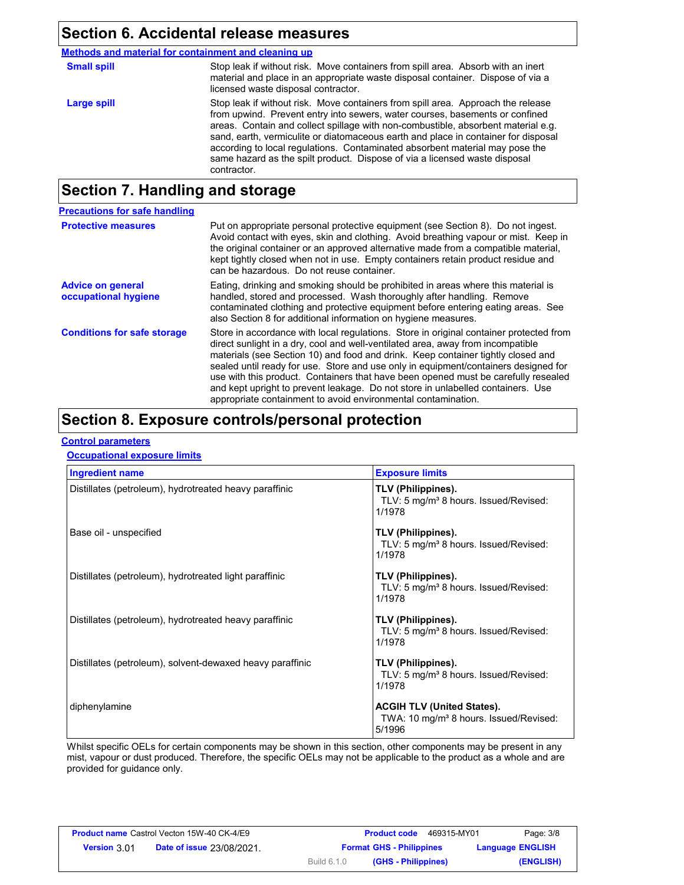## Section 6. Accidental release measures

**Methods and material for containment and cleaning up**

| | |
|---|---|
| **Small spill** | Stop leak if without risk. Move containers from spill area. Absorb with an inert material and place in an appropriate waste disposal container. Dispose of via a licensed waste disposal contractor. |
| **Large spill** | Stop leak if without risk. Move containers from spill area. Approach the release from upwind. Prevent entry into sewers, water courses, basements or confined areas. Contain and collect spillage with non-combustible, absorbent material e.g. sand, earth, vermiculite or diatomaceous earth and place in container for disposal according to local regulations. Contaminated absorbent material may pose the same hazard as the spilt product. Dispose of via a licensed waste disposal contractor. |

## Section 7. Handling and storage

**Precautions for safe handling**

| | |
|---|---|
| **Protective measures** | Put on appropriate personal protective equipment (see Section 8). Do not ingest. Avoid contact with eyes, skin and clothing. Avoid breathing vapour or mist. Keep in the original container or an approved alternative made from a compatible material, kept tightly closed when not in use. Empty containers retain product residue and can be hazardous. Do not reuse container. |
| **Advice on general occupational hygiene** | Eating, drinking and smoking should be prohibited in areas where this material is handled, stored and processed. Wash thoroughly after handling. Remove contaminated clothing and protective equipment before entering eating areas. See also Section 8 for additional information on hygiene measures. |
| **Conditions for safe storage** | Store in accordance with local regulations. Store in original container protected from direct sunlight in a dry, cool and well-ventilated area, away from incompatible materials (see Section 10) and food and drink. Keep container tightly closed and sealed until ready for use. Store and use only in equipment/containers designed for use with this product. Containers that have been opened must be carefully resealed and kept upright to prevent leakage. Do not store in unlabelled containers. Use appropriate containment to avoid environmental contamination. |

## Section 8. Exposure controls/personal protection

**Control parameters**

**Occupational exposure limits**

| Ingredient name | Exposure limits |
|---|---|
| Distillates (petroleum), hydrotreated heavy paraffinic | **TLV (Philippines).** TLV: 5 mg/m³ 8 hours. Issued/Revised: 1/1978 |
| Base oil - unspecified | **TLV (Philippines).** TLV: 5 mg/m³ 8 hours. Issued/Revised: 1/1978 |
| Distillates (petroleum), hydrotreated light paraffinic | **TLV (Philippines).** TLV: 5 mg/m³ 8 hours. Issued/Revised: 1/1978 |
| Distillates (petroleum), hydrotreated heavy paraffinic | **TLV (Philippines).** TLV: 5 mg/m³ 8 hours. Issued/Revised: 1/1978 |
| Distillates (petroleum), solvent-dewaxed heavy paraffinic | **TLV (Philippines).** TLV: 5 mg/m³ 8 hours. Issued/Revised: 1/1978 |
| diphenylamine | **ACGIH TLV (United States).** TWA: 10 mg/m³ 8 hours. Issued/Revised: 5/1996 |

Whilst specific OELs for certain components may be shown in this section, other components may be present in any mist, vapour or dust produced. Therefore, the specific OELs may not be applicable to the product as a whole and are provided for guidance only.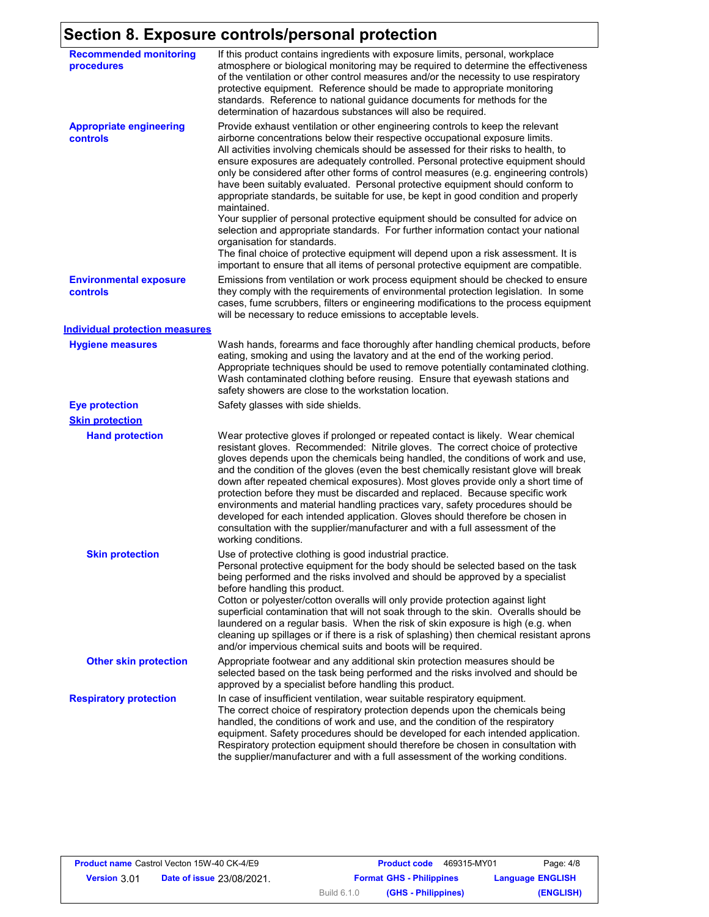## Section 8. Exposure controls/personal protection

**Recommended monitoring procedures**

If this product contains ingredients with exposure limits, personal, workplace atmosphere or biological monitoring may be required to determine the effectiveness of the ventilation or other control measures and/or the necessity to use respiratory protective equipment. Reference should be made to appropriate monitoring standards. Reference to national guidance documents for methods for the determination of hazardous substances will also be required.

**Appropriate engineering controls**

Provide exhaust ventilation or other engineering controls to keep the relevant airborne concentrations below their respective occupational exposure limits.
All activities involving chemicals should be assessed for their risks to health, to ensure exposures are adequately controlled. Personal protective equipment should only be considered after other forms of control measures (e.g. engineering controls) have been suitably evaluated. Personal protective equipment should conform to appropriate standards, be suitable for use, be kept in good condition and properly maintained.
Your supplier of personal protective equipment should be consulted for advice on selection and appropriate standards. For further information contact your national organisation for standards.
The final choice of protective equipment will depend upon a risk assessment. It is important to ensure that all items of personal protective equipment are compatible.

**Environmental exposure controls**

Emissions from ventilation or work process equipment should be checked to ensure they comply with the requirements of environmental protection legislation. In some cases, fume scrubbers, filters or engineering modifications to the process equipment will be necessary to reduce emissions to acceptable levels.

### Individual protection measures

**Hygiene measures**

Wash hands, forearms and face thoroughly after handling chemical products, before eating, smoking and using the lavatory and at the end of the working period. Appropriate techniques should be used to remove potentially contaminated clothing. Wash contaminated clothing before reusing. Ensure that eyewash stations and safety showers are close to the workstation location.

**Eye protection**

Safety glasses with side shields.

**Skin protection**

**Hand protection**

Wear protective gloves if prolonged or repeated contact is likely. Wear chemical resistant gloves. Recommended: Nitrile gloves. The correct choice of protective gloves depends upon the chemicals being handled, the conditions of work and use, and the condition of the gloves (even the best chemically resistant glove will break down after repeated chemical exposures). Most gloves provide only a short time of protection before they must be discarded and replaced. Because specific work environments and material handling practices vary, safety procedures should be developed for each intended application. Gloves should therefore be chosen in consultation with the supplier/manufacturer and with a full assessment of the working conditions.

**Skin protection**

Use of protective clothing is good industrial practice.
Personal protective equipment for the body should be selected based on the task being performed and the risks involved and should be approved by a specialist before handling this product.
Cotton or polyester/cotton overalls will only provide protection against light superficial contamination that will not soak through to the skin. Overalls should be laundered on a regular basis. When the risk of skin exposure is high (e.g. when cleaning up spillages or if there is a risk of splashing) then chemical resistant aprons and/or impervious chemical suits and boots will be required.

**Other skin protection**

Appropriate footwear and any additional skin protection measures should be selected based on the task being performed and the risks involved and should be approved by a specialist before handling this product.

**Respiratory protection**

In case of insufficient ventilation, wear suitable respiratory equipment.
The correct choice of respiratory protection depends upon the chemicals being handled, the conditions of work and use, and the condition of the respiratory equipment. Safety procedures should be developed for each intended application. Respiratory protection equipment should therefore be chosen in consultation with the supplier/manufacturer and with a full assessment of the working conditions.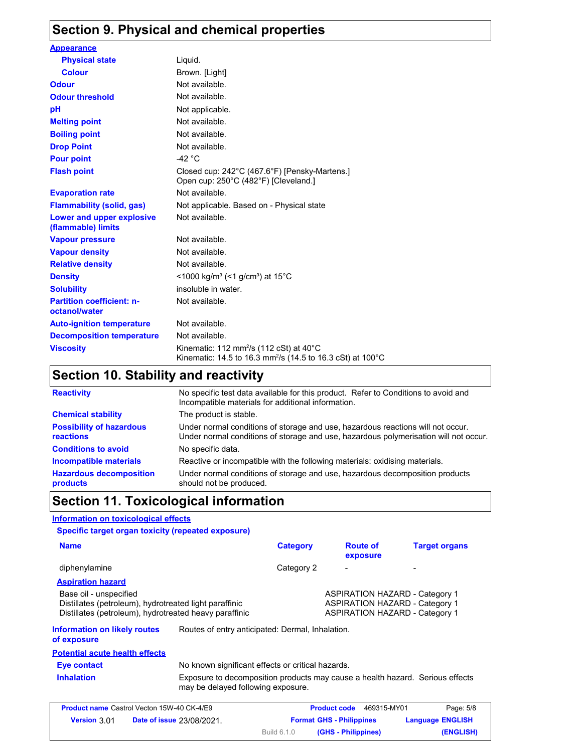## Section 9. Physical and chemical properties

**Appearance**

| | |
|---|---|
| **Physical state** | Liquid. |
| **Colour** | Brown. [Light] |
| **Odour** | Not available. |
| **Odour threshold** | Not available. |
| **pH** | Not applicable. |
| **Melting point** | Not available. |
| **Boiling point** | Not available. |
| **Drop Point** | Not available. |
| **Pour point** | -42 °C |
| **Flash point** | Closed cup: 242°C (467.6°F) [Pensky-Martens.]<br>Open cup: 250°C (482°F) [Cleveland.] |
| **Evaporation rate** | Not available. |
| **Flammability (solid, gas)** | Not applicable. Based on - Physical state |
| **Lower and upper explosive (flammable) limits** | Not available. |
| **Vapour pressure** | Not available. |
| **Vapour density** | Not available. |
| **Relative density** | Not available. |
| **Density** | <1000 kg/m³ (<1 g/cm³) at 15°C |
| **Solubility** | insoluble in water. |
| **Partition coefficient: n-octanol/water** | Not available. |
| **Auto-ignition temperature** | Not available. |
| **Decomposition temperature** | Not available. |
| **Viscosity** | Kinematic: 112 $mm^2/s$ (112 cSt) at 40°C<br>Kinematic: 14.5 to 16.3 $mm^2/s$ (14.5 to 16.3 cSt) at 100°C |

## Section 10. Stability and reactivity

| | |
|---|---|
| **Reactivity** | No specific test data available for this product. Refer to Conditions to avoid and Incompatible materials for additional information. |
| **Chemical stability** | The product is stable. |
| **Possibility of hazardous reactions** | Under normal conditions of storage and use, hazardous reactions will not occur.<br>Under normal conditions of storage and use, hazardous polymerisation will not occur. |
| **Conditions to avoid** | No specific data. |
| **Incompatible materials** | Reactive or incompatible with the following materials: oxidising materials. |
| **Hazardous decomposition products** | Under normal conditions of storage and use, hazardous decomposition products should not be produced. |

## Section 11. Toxicological information

**Information on toxicological effects**

**Specific target organ toxicity (repeated exposure)**

| Name | Category | Route of exposure | Target organs |
|---|---|---|---|
| diphenylamine | Category 2 | - | - |

**Aspiration hazard**

| | |
|---|---|
| Base oil - unspecified | ASPIRATION HAZARD - Category 1 |
| Distillates (petroleum), hydrotreated light paraffinic | ASPIRATION HAZARD - Category 1 |
| Distillates (petroleum), hydrotreated heavy paraffinic | ASPIRATION HAZARD - Category 1 |

**Information on likely routes of exposure**: Routes of entry anticipated: Dermal, Inhalation.

**Potential acute health effects**

| | |
|---|---|
| **Eye contact** | No known significant effects or critical hazards. |
| **Inhalation** | Exposure to decomposition products may cause a health hazard. Serious effects may be delayed following exposure. |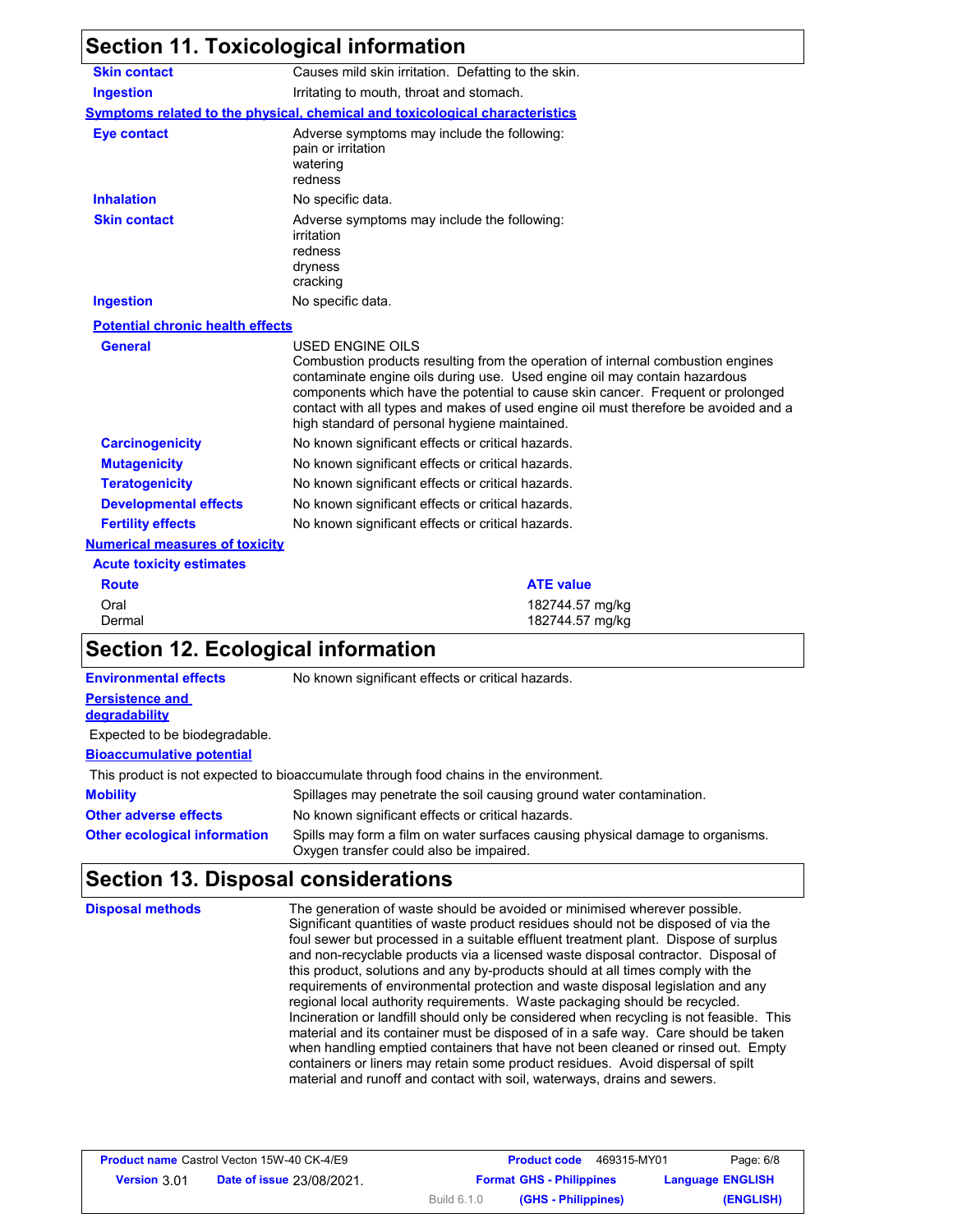## Section 11. Toxicological information

**Skin contact** Causes mild skin irritation. Defatting to the skin.

**Ingestion** Irritating to mouth, throat and stomach.

**Symptoms related to the physical, chemical and toxicological characteristics**

**Eye contact** Adverse symptoms may include the following:
pain or irritation
watering
redness

**Inhalation** No specific data.

**Skin contact** Adverse symptoms may include the following:
irritation
redness
dryness
cracking

**Ingestion** No specific data.

**Potential chronic health effects**

**General** USED ENGINE OILS
Combustion products resulting from the operation of internal combustion engines contaminate engine oils during use. Used engine oil may contain hazardous components which have the potential to cause skin cancer. Frequent or prolonged contact with all types and makes of used engine oil must therefore be avoided and a high standard of personal hygiene maintained.

**Carcinogenicity** No known significant effects or critical hazards.

**Mutagenicity** No known significant effects or critical hazards.

**Teratogenicity** No known significant effects or critical hazards.

**Developmental effects** No known significant effects or critical hazards.

**Fertility effects** No known significant effects or critical hazards.

**Numerical measures of toxicity**

**Acute toxicity estimates**

| Route | ATE value |
|---|---|
| Oral | 182744.57 mg/kg |
| Dermal | 182744.57 mg/kg |

## Section 12. Ecological information

**Environmental effects** No known significant effects or critical hazards.

**Persistence and degradability**

Expected to be biodegradable.

**Bioaccumulative potential**

This product is not expected to bioaccumulate through food chains in the environment.

**Mobility** Spillages may penetrate the soil causing ground water contamination.

**Other adverse effects** No known significant effects or critical hazards.

**Other ecological information** Spills may form a film on water surfaces causing physical damage to organisms. Oxygen transfer could also be impaired.

## Section 13. Disposal considerations

**Disposal methods** The generation of waste should be avoided or minimised wherever possible. Significant quantities of waste product residues should not be disposed of via the foul sewer but processed in a suitable effluent treatment plant. Dispose of surplus and non-recyclable products via a licensed waste disposal contractor. Disposal of this product, solutions and any by-products should at all times comply with the requirements of environmental protection and waste disposal legislation and any regional local authority requirements. Waste packaging should be recycled. Incineration or landfill should only be considered when recycling is not feasible. This material and its container must be disposed of in a safe way. Care should be taken when handling emptied containers that have not been cleaned or rinsed out. Empty containers or liners may retain some product residues. Avoid dispersal of spilt material and runoff and contact with soil, waterways, drains and sewers.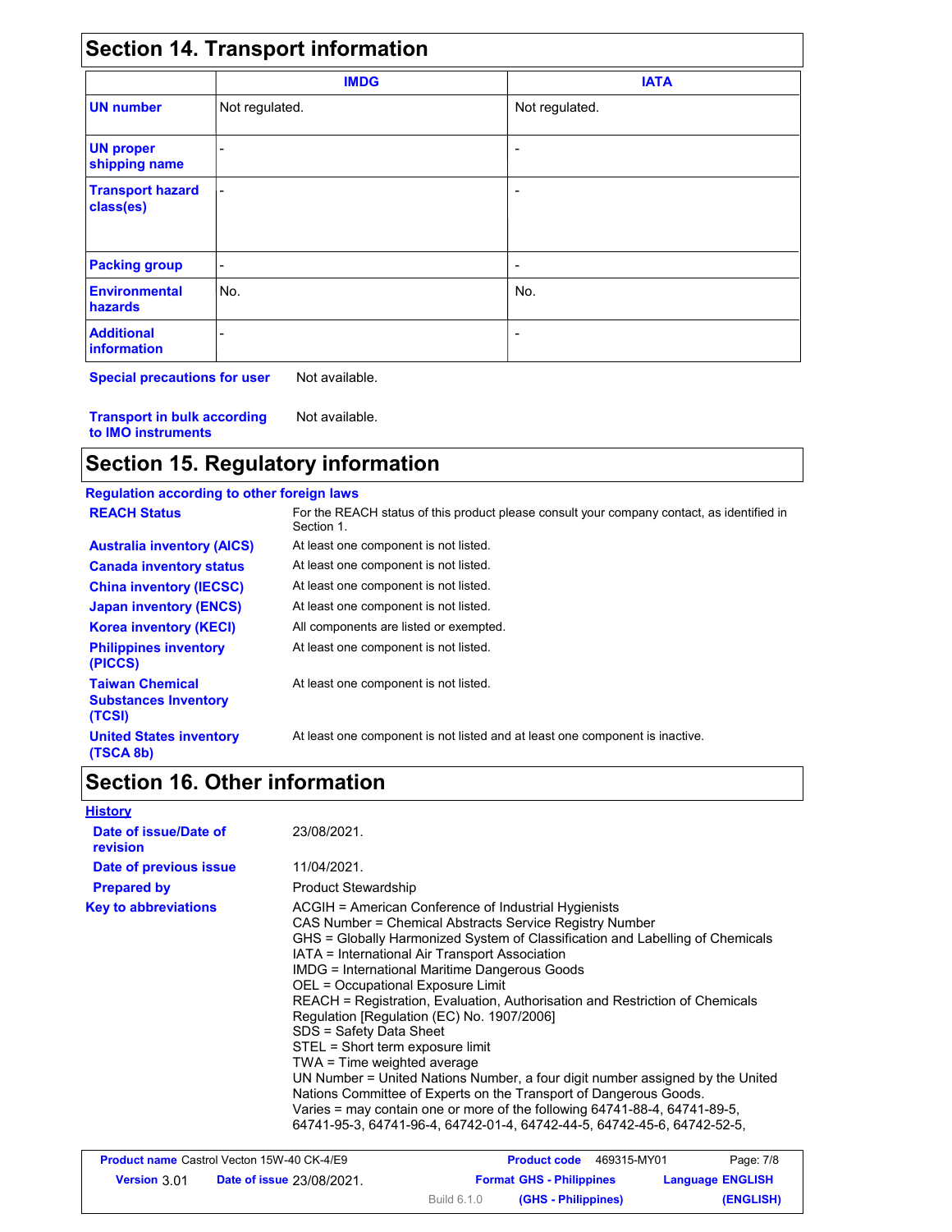## Section 14. Transport information

| | IMDG | IATA |
|---|---|---|
| **UN number** | Not regulated. | Not regulated. |
| **UN proper shipping name** | - | - |
| **Transport hazard class(es)** | - | - |
| **Packing group** | - | - |
| **Environmental hazards** | No. | No. |
| **Additional information** | - | - |

**Special precautions for user** Not available.

**Transport in bulk according to IMO instruments** Not available.

## Section 15. Regulatory information

**Regulation according to other foreign laws**

| | |
|---|---|
| **REACH Status** | For the REACH status of this product please consult your company contact, as identified in Section 1. |
| **Australia inventory (AICS)** | At least one component is not listed. |
| **Canada inventory status** | At least one component is not listed. |
| **China inventory (IECSC)** | At least one component is not listed. |
| **Japan inventory (ENCS)** | At least one component is not listed. |
| **Korea inventory (KECI)** | All components are listed or exempted. |
| **Philippines inventory (PICCS)** | At least one component is not listed. |
| **Taiwan Chemical Substances Inventory (TCSI)** | At least one component is not listed. |
| **United States inventory (TSCA 8b)** | At least one component is not listed and at least one component is inactive. |

## Section 16. Other information

**History**

**Date of issue/Date of revision** 23/08/2021.

**Date of previous issue** 11/04/2021.

**Prepared by** Product Stewardship

**Key to abbreviations**

ACGIH = American Conference of Industrial Hygienists
CAS Number = Chemical Abstracts Service Registry Number
GHS = Globally Harmonized System of Classification and Labelling of Chemicals
IATA = International Air Transport Association
IMDG = International Maritime Dangerous Goods
OEL = Occupational Exposure Limit
REACH = Registration, Evaluation, Authorisation and Restriction of Chemicals Regulation [Regulation (EC) No. 1907/2006]
SDS = Safety Data Sheet
STEL = Short term exposure limit
TWA = Time weighted average
UN Number = United Nations Number, a four digit number assigned by the United Nations Committee of Experts on the Transport of Dangerous Goods.
Varies = may contain one or more of the following 64741-88-4, 64741-89-5, 64741-95-3, 64741-96-4, 64742-01-4, 64742-44-5, 64742-45-6, 64742-52-5,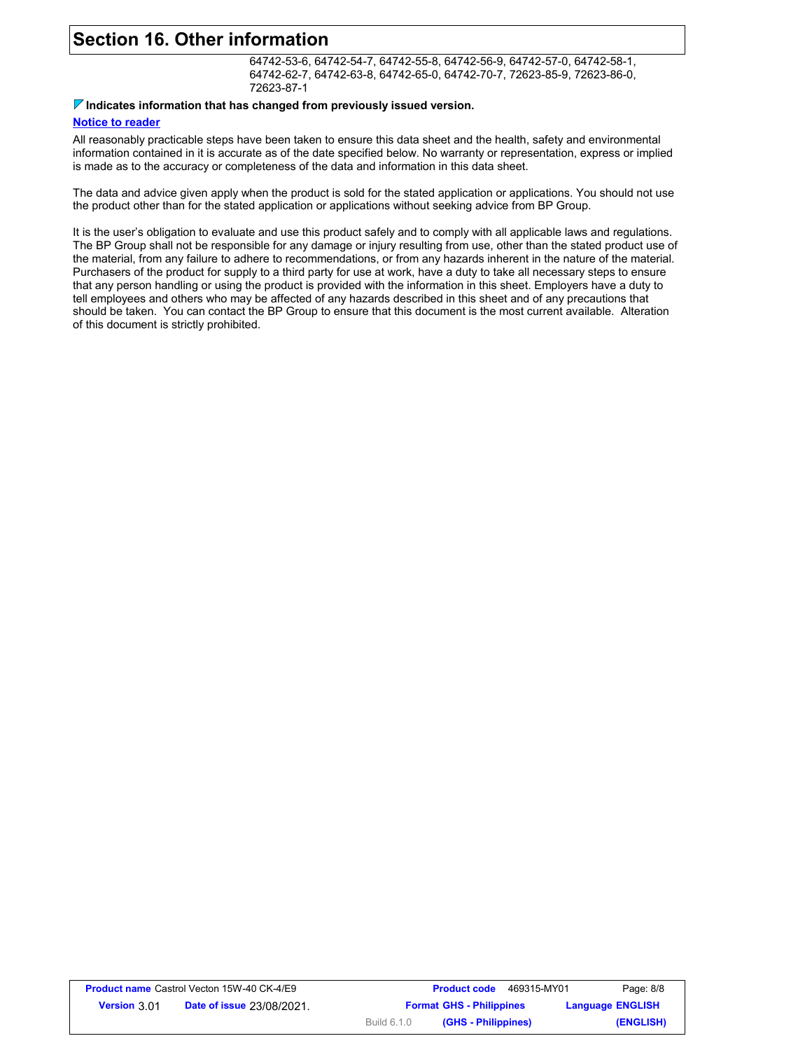# Section 16. Other information

64742-53-6, 64742-54-7, 64742-55-8, 64742-56-9, 64742-57-0, 64742-58-1, 64742-62-7, 64742-63-8, 64742-65-0, 64742-70-7, 72623-85-9, 72623-86-0, 72623-87-1

**Indicates information that has changed from previously issued version.**

**Notice to reader**

All reasonably practicable steps have been taken to ensure this data sheet and the health, safety and environmental information contained in it is accurate as of the date specified below. No warranty or representation, express or implied is made as to the accuracy or completeness of the data and information in this data sheet.

The data and advice given apply when the product is sold for the stated application or applications. You should not use the product other than for the stated application or applications without seeking advice from BP Group.

It is the user's obligation to evaluate and use this product safely and to comply with all applicable laws and regulations. The BP Group shall not be responsible for any damage or injury resulting from use, other than the stated product use of the material, from any failure to adhere to recommendations, or from any hazards inherent in the nature of the material. Purchasers of the product for supply to a third party for use at work, have a duty to take all necessary steps to ensure that any person handling or using the product is provided with the information in this sheet. Employers have a duty to tell employees and others who may be affected of any hazards described in this sheet and of any precautions that should be taken. You can contact the BP Group to ensure that this document is the most current available. Alteration of this document is strictly prohibited.